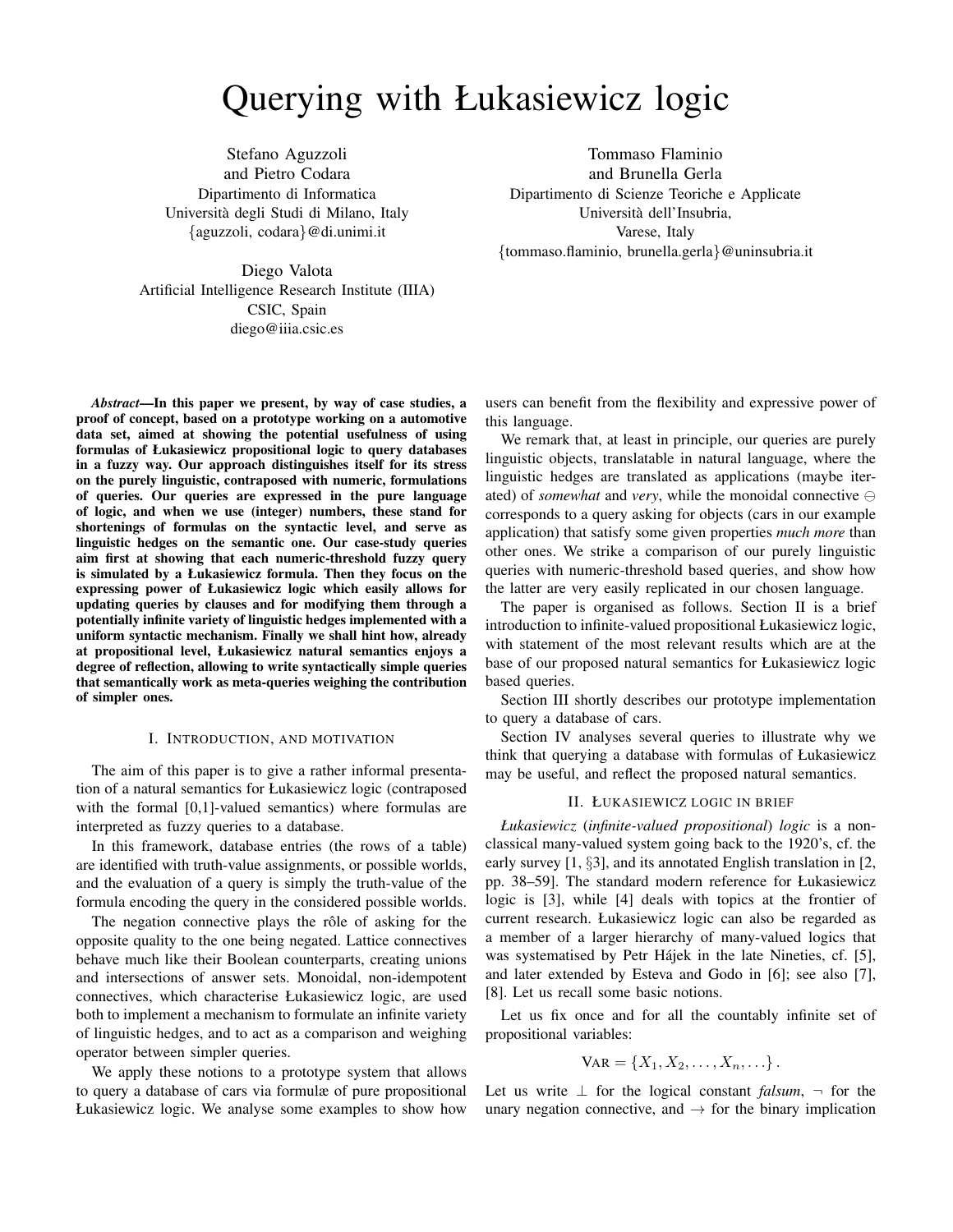# Querying with Łukasiewicz logic

Stefano Aguzzoli
and Pietro Codara
Dipartimento di Informatica
Università degli Studi di Milano, Italy
{aguzzoli, codara}@di.unimi.it

Tommaso Flaminio
and Brunella Gerla
Dipartimento di Scienze Teoriche e Applicate
Università dell'Insubria,
Varese, Italy
{tommaso.flaminio, brunella.gerla}@uninsubria.it

Diego Valota
Artificial Intelligence Research Institute (IIIA)
CSIC, Spain
diego@iiia.csic.es

***Abstract*—In this paper we present, by way of case studies, a proof of concept, based on a prototype working on a automotive data set, aimed at showing the potential usefulness of using formulas of Łukasiewicz propositional logic to query databases in a fuzzy way. Our approach distinguishes itself for its stress on the purely linguistic, contraposed with numeric, formulations of queries. Our queries are expressed in the pure language of logic, and when we use (integer) numbers, these stand for shortenings of formulas on the syntactic level, and serve as linguistic hedges on the semantic one. Our case-study queries aim first at showing that each numeric-threshold fuzzy query is simulated by a Łukasiewicz formula. Then they focus on the expressing power of Łukasiewicz logic which easily allows for updating queries by clauses and for modifying them through a potentially infinite variety of linguistic hedges implemented with a uniform syntactic mechanism. Finally we shall hint how, already at propositional level, Łukasiewicz natural semantics enjoys a degree of reflection, allowing to write syntactically simple queries that semantically work as meta-queries weighing the contribution of simpler ones.**

## I. Introduction, and motivation

The aim of this paper is to give a rather informal presentation of a natural semantics for Łukasiewicz logic (contraposed with the formal [0,1]-valued semantics) where formulas are interpreted as fuzzy queries to a database.

In this framework, database entries (the rows of a table) are identified with truth-value assignments, or possible worlds, and the evaluation of a query is simply the truth-value of the formula encoding the query in the considered possible worlds.

The negation connective plays the rôle of asking for the opposite quality to the one being negated. Lattice connectives behave much like their Boolean counterparts, creating unions and intersections of answer sets. Monoidal, non-idempotent connectives, which characterise Łukasiewicz logic, are used both to implement a mechanism to formulate an infinite variety of linguistic hedges, and to act as a comparison and weighing operator between simpler queries.

We apply these notions to a prototype system that allows to query a database of cars via formulæ of pure propositional Łukasiewicz logic. We analyse some examples to show how users can benefit from the flexibility and expressive power of this language.

We remark that, at least in principle, our queries are purely linguistic objects, translatable in natural language, where the linguistic hedges are translated as applications (maybe iterated) of *somewhat* and *very*, while the monoidal connective $\ominus$ corresponds to a query asking for objects (cars in our example application) that satisfy some given properties *much more* than other ones. We strike a comparison of our purely linguistic queries with numeric-threshold based queries, and show how the latter are very easily replicated in our chosen language.

The paper is organised as follows. Section II is a brief introduction to infinite-valued propositional Łukasiewicz logic, with statement of the most relevant results which are at the base of our proposed natural semantics for Łukasiewicz logic based queries.

Section III shortly describes our prototype implementation to query a database of cars.

Section IV analyses several queries to illustrate why we think that querying a database with formulas of Łukasiewicz may be useful, and reflect the proposed natural semantics.

## II. Łukasiewicz logic in brief

*Łukasiewicz* (*infinite-valued propositional*) *logic* is a non-classical many-valued system going back to the 1920's, cf. the early survey [1, §3], and its annotated English translation in [2, pp. 38–59]. The standard modern reference for Łukasiewicz logic is [3], while [4] deals with topics at the frontier of current research. Łukasiewicz logic can also be regarded as a member of a larger hierarchy of many-valued logics that was systematised by Petr Hájek in the late Nineties, cf. [5], and later extended by Esteva and Godo in [6]; see also [7], [8]. Let us recall some basic notions.

Let us fix once and for all the countably infinite set of propositional variables:

$$\text{VAR} = \{X_1, X_2, \ldots, X_n, \ldots\}.$$

Let us write $\bot$ for the logical constant *falsum*, $\neg$ for the unary negation connective, and $\to$ for the binary implication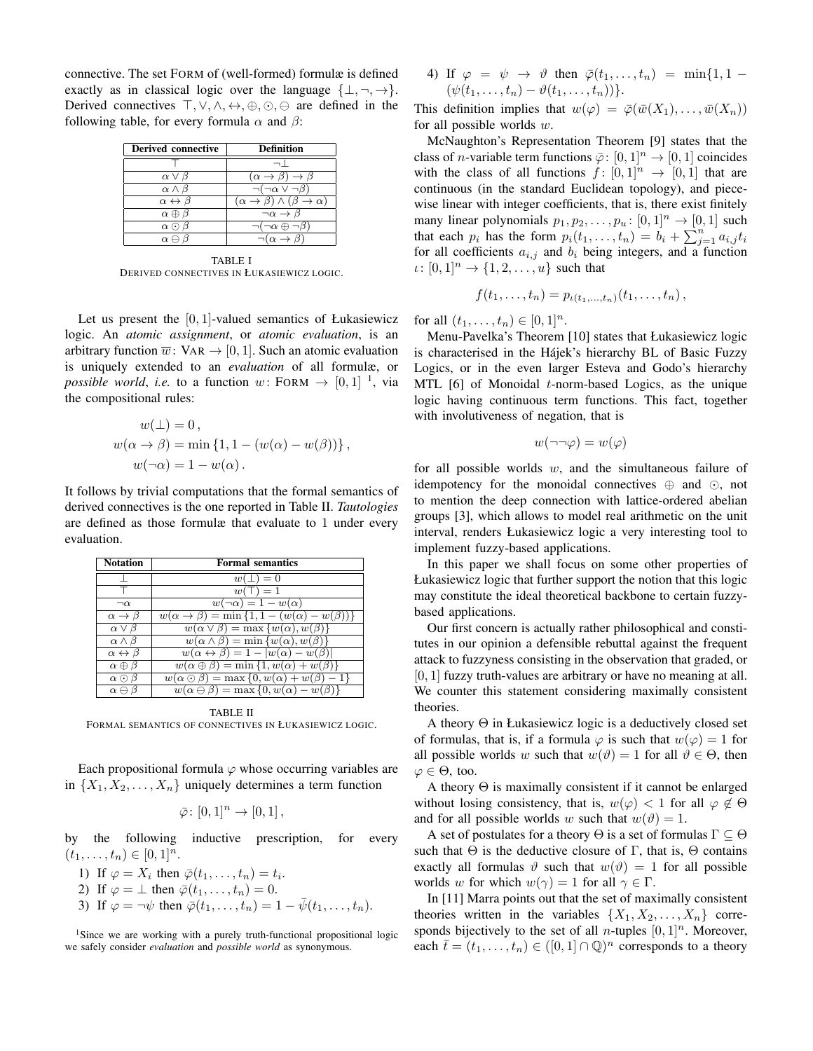connective. The set FORM of (well-formed) formulæ is defined exactly as in classical logic over the language $\{\bot, \neg, \to\}$. Derived connectives $\top, \vee, \wedge, \leftrightarrow, \oplus, \odot, \ominus$ are defined in the following table, for every formula $\alpha$ and $\beta$:

| Derived connective | Definition |
|---|---|
| $\top$ | $\neg\bot$ |
| $\alpha \vee \beta$ | $(\alpha \to \beta) \to \beta$ |
| $\alpha \wedge \beta$ | $\neg(\neg\alpha \vee \neg\beta)$ |
| $\alpha \leftrightarrow \beta$ | $(\alpha \to \beta) \wedge (\beta \to \alpha)$ |
| $\alpha \oplus \beta$ | $\neg\alpha \to \beta$ |
| $\alpha \odot \beta$ | $\neg(\neg\alpha \oplus \neg\beta)$ |
| $\alpha \ominus \beta$ | $\neg(\alpha \to \beta)$ |

TABLE I
DERIVED CONNECTIVES IN ŁUKASIEWICZ LOGIC.

Let us present the $[0,1]$-valued semantics of Łukasiewicz logic. An *atomic assignment*, or *atomic evaluation*, is an arbitrary function $\overline{w}\colon \text{VAR} \to [0,1]$. Such an atomic evaluation is uniquely extended to an *evaluation* of all formulæ, or *possible world*, *i.e.* to a function $w\colon \text{FORM} \to [0,1]$ [1], via the compositional rules:

$$
\begin{aligned}
w(\bot) &= 0\,,\\
w(\alpha \to \beta) &= \min\{1, 1 - (w(\alpha) - w(\beta))\}\,,\\
w(\neg\alpha) &= 1 - w(\alpha)\,.
\end{aligned}
$$

It follows by trivial computations that the formal semantics of derived connectives is the one reported in Table II. *Tautologies* are defined as those formulæ that evaluate to 1 under every evaluation.

| Notation | Formal semantics |
|---|---|
| $\bot$ | $w(\bot) = 0$ |
| $\top$ | $w(\top) = 1$ |
| $\neg\alpha$ | $w(\neg\alpha) = 1 - w(\alpha)$ |
| $\alpha \to \beta$ | $w(\alpha \to \beta) = \min\{1, 1 - (w(\alpha) - w(\beta))\}$ |
| $\alpha \vee \beta$ | $w(\alpha \vee \beta) = \max\{w(\alpha), w(\beta)\}$ |
| $\alpha \wedge \beta$ | $w(\alpha \wedge \beta) = \min\{w(\alpha), w(\beta)\}$ |
| $\alpha \leftrightarrow \beta$ | $w(\alpha \leftrightarrow \beta) = 1 - \lvert w(\alpha) - w(\beta)\rvert$ |
| $\alpha \oplus \beta$ | $w(\alpha \oplus \beta) = \min\{1, w(\alpha) + w(\beta)\}$ |
| $\alpha \odot \beta$ | $w(\alpha \odot \beta) = \max\{0, w(\alpha) + w(\beta) - 1\}$ |
| $\alpha \ominus \beta$ | $w(\alpha \ominus \beta) = \max\{0, w(\alpha) - w(\beta)\}$ |

TABLE II
FORMAL SEMANTICS OF CONNECTIVES IN ŁUKASIEWICZ LOGIC.

Each propositional formula $\varphi$ whose occurring variables are in $\{X_1, X_2, \ldots, X_n\}$ uniquely determines a term function

$$
\bar{\varphi}\colon [0,1]^n \to [0,1]\,,
$$

by the following inductive prescription, for every $(t_1, \ldots, t_n) \in [0,1]^n$.

1) If $\varphi = X_i$ then $\bar{\varphi}(t_1, \ldots, t_n) = t_i$.
2) If $\varphi = \bot$ then $\bar{\varphi}(t_1, \ldots, t_n) = 0$.
3) If $\varphi = \neg\psi$ then $\bar{\varphi}(t_1, \ldots, t_n) = 1 - \bar{\psi}(t_1, \ldots, t_n)$.
4) If $\varphi = \psi \to \vartheta$ then $\bar{\varphi}(t_1, \ldots, t_n) = \min\{1, 1 - (\psi(t_1, \ldots, t_n) - \vartheta(t_1, \ldots, t_n))\}$.

This definition implies that $w(\varphi) = \bar{\varphi}(\bar{w}(X_1), \ldots, \bar{w}(X_n))$ for all possible worlds $w$.

McNaughton's Representation Theorem [9] states that the class of $n$-variable term functions $\bar{\varphi}\colon [0,1]^n \to [0,1]$ coincides with the class of all functions $f\colon [0,1]^n \to [0,1]$ that are continuous (in the standard Euclidean topology), and piecewise linear with integer coefficients, that is, there exist finitely many linear polynomials $p_1, p_2, \ldots, p_u\colon [0,1]^n \to [0,1]$ such that each $p_i$ has the form $p_i(t_1, \ldots, t_n) = b_i + \sum_{j=1}^{n} a_{i,j} t_i$ for all coefficients $a_{i,j}$ and $b_i$ being integers, and a function $\iota\colon [0,1]^n \to \{1, 2, \ldots, u\}$ such that

$$
f(t_1, \ldots, t_n) = p_{\iota(t_1, \ldots, t_n)}(t_1, \ldots, t_n)\,,
$$

for all $(t_1, \ldots, t_n) \in [0,1]^n$.

Menu-Pavelka's Theorem [10] states that Łukasiewicz logic is characterised in the Hájek's hierarchy BL of Basic Fuzzy Logics, or in the even larger Esteva and Godo's hierarchy MTL [6] of Monoidal $t$-norm-based Logics, as the unique logic having continuous term functions. This fact, together with involutiveness of negation, that is

$$
w(\neg\neg\varphi) = w(\varphi)
$$

for all possible worlds $w$, and the simultaneous failure of idempotency for the monoidal connectives $\oplus$ and $\odot$, not to mention the deep connection with lattice-ordered abelian groups [3], which allows to model real arithmetic on the unit interval, renders Łukasiewicz logic a very interesting tool to implement fuzzy-based applications.

In this paper we shall focus on some other properties of Łukasiewicz logic that further support the notion that this logic may constitute the ideal theoretical backbone to certain fuzzy-based applications.

Our first concern is actually rather philosophical and constitutes in our opinion a defensible rebuttal against the frequent attack to fuzzyness consisting in the observation that graded, or $[0,1]$ fuzzy truth-values are arbitrary or have no meaning at all. We counter this statement considering maximally consistent theories.

A theory $\Theta$ in Łukasiewicz logic is a deductively closed set of formulas, that is, if a formula $\varphi$ is such that $w(\varphi) = 1$ for all possible worlds $w$ such that $w(\vartheta) = 1$ for all $\vartheta \in \Theta$, then $\varphi \in \Theta$, too.

A theory $\Theta$ is maximally consistent if it cannot be enlarged without losing consistency, that is, $w(\varphi) < 1$ for all $\varphi \notin \Theta$ and for all possible worlds $w$ such that $w(\vartheta) = 1$.

A set of postulates for a theory $\Theta$ is a set of formulas $\Gamma \subseteq \Theta$ such that $\Theta$ is the deductive closure of $\Gamma$, that is, $\Theta$ contains exactly all formulas $\vartheta$ such that $w(\vartheta) = 1$ for all possible worlds $w$ for which $w(\gamma) = 1$ for all $\gamma \in \Gamma$.

In [11] Marra points out that the set of maximally consistent theories written in the variables $\{X_1, X_2, \ldots, X_n\}$ corresponds bijectively to the set of all $n$-tuples $[0,1]^n$. Moreover, each $\bar{t} = (t_1, \ldots, t_n) \in ([0,1] \cap \mathbb{Q})^n$ corresponds to a theory

[1] Since we are working with a purely truth-functional propositional logic we safely consider *evaluation* and *possible world* as synonymous.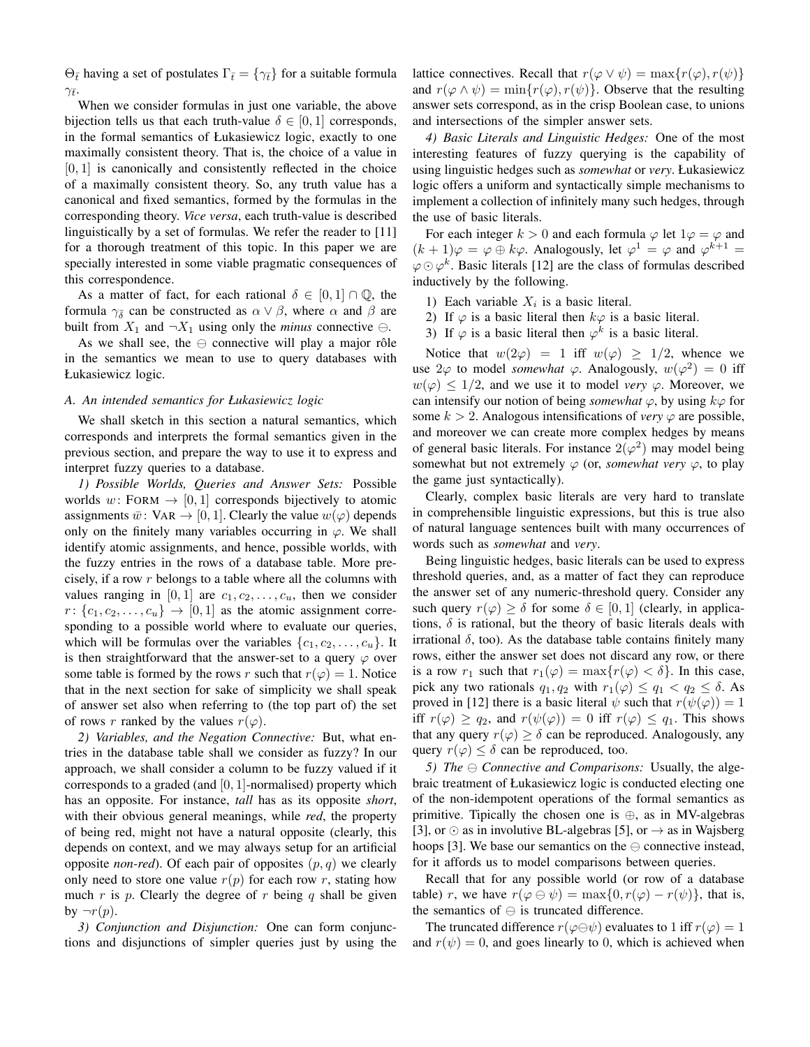$\Theta_{\bar{t}}$ having a set of postulates $\Gamma_{\bar{t}} = \{\gamma_{\bar{t}}\}$ for a suitable formula $\gamma_{\bar{t}}$.

When we consider formulas in just one variable, the above bijection tells us that each truth-value $\delta \in [0,1]$ corresponds, in the formal semantics of Łukasiewicz logic, exactly to one maximally consistent theory. That is, the choice of a value in $[0,1]$ is canonically and consistently reflected in the choice of a maximally consistent theory. So, any truth value has a canonical and fixed semantics, formed by the formulas in the corresponding theory. *Vice versa*, each truth-value is described linguistically by a set of formulas. We refer the reader to [11] for a thorough treatment of this topic. In this paper we are specially interested in some viable pragmatic consequences of this correspondence.

As a matter of fact, for each rational $\delta \in [0,1] \cap \mathbb{Q}$, the formula $\gamma_{\bar{\delta}}$ can be constructed as $\alpha \vee \beta$, where $\alpha$ and $\beta$ are built from $X_1$ and $\neg X_1$ using only the *minus* connective $\ominus$.

As we shall see, the $\ominus$ connective will play a major rôle in the semantics we mean to use to query databases with Łukasiewicz logic.

### A. An intended semantics for Łukasiewicz logic

We shall sketch in this section a natural semantics, which corresponds and interprets the formal semantics given in the previous section, and prepare the way to use it to express and interpret fuzzy queries to a database.

*1) Possible Worlds, Queries and Answer Sets:* Possible worlds $w\colon \text{FORM} \to [0,1]$ corresponds bijectively to atomic assignments $\bar{w}\colon \text{VAR} \to [0,1]$. Clearly the value $w(\varphi)$ depends only on the finitely many variables occurring in $\varphi$. We shall identify atomic assignments, and hence, possible worlds, with the fuzzy entries in the rows of a database table. More precisely, if a row $r$ belongs to a table where all the columns with values ranging in $[0,1]$ are $c_1, c_2, \ldots, c_u$, then we consider $r\colon \{c_1, c_2, \ldots, c_u\} \to [0,1]$ as the atomic assignment corresponding to a possible world where to evaluate our queries, which will be formulas over the variables $\{c_1, c_2, \ldots, c_u\}$. It is then straightforward that the answer-set to a query $\varphi$ over some table is formed by the rows $r$ such that $r(\varphi) = 1$. Notice that in the next section for sake of simplicity we shall speak of answer set also when referring to (the top part of) the set of rows $r$ ranked by the values $r(\varphi)$.

*2) Variables, and the Negation Connective:* But, what entries in the database table shall we consider as fuzzy? In our approach, we shall consider a column to be fuzzy valued if it corresponds to a graded (and $[0,1]$-normalised) property which has an opposite. For instance, *tall* has as its opposite *short*, with their obvious general meanings, while *red*, the property of being red, might not have a natural opposite (clearly, this depends on context, and we may always setup for an artificial opposite *non-red*). Of each pair of opposites $(p,q)$ we clearly only need to store one value $r(p)$ for each row $r$, stating how much $r$ is $p$. Clearly the degree of $r$ being $q$ shall be given by $\neg r(p)$.

*3) Conjunction and Disjunction:* One can form conjunctions and disjunctions of simpler queries just by using the lattice connectives. Recall that $r(\varphi \vee \psi) = \max\{r(\varphi), r(\psi)\}$ and $r(\varphi \wedge \psi) = \min\{r(\varphi), r(\psi)\}$. Observe that the resulting answer sets correspond, as in the crisp Boolean case, to unions and intersections of the simpler answer sets.

*4) Basic Literals and Linguistic Hedges:* One of the most interesting features of fuzzy querying is the capability of using linguistic hedges such as *somewhat* or *very*. Łukasiewicz logic offers a uniform and syntactically simple mechanisms to implement a collection of infinitely many such hedges, through the use of basic literals.

For each integer $k > 0$ and each formula $\varphi$ let $1\varphi = \varphi$ and $(k+1)\varphi = \varphi \oplus k\varphi$. Analogously, let $\varphi^1 = \varphi$ and $\varphi^{k+1} = \varphi \odot \varphi^k$. Basic literals [12] are the class of formulas described inductively by the following.

1) Each variable $X_i$ is a basic literal.
2) If $\varphi$ is a basic literal then $k\varphi$ is a basic literal.
3) If $\varphi$ is a basic literal then $\varphi^k$ is a basic literal.

Notice that $w(2\varphi) = 1$ iff $w(\varphi) \geq 1/2$, whence we use $2\varphi$ to model *somewhat* $\varphi$. Analogously, $w(\varphi^2) = 0$ iff $w(\varphi) \leq 1/2$, and we use it to model *very* $\varphi$. Moreover, we can intensify our notion of being *somewhat* $\varphi$, by using $k\varphi$ for some $k > 2$. Analogous intensifications of *very* $\varphi$ are possible, and moreover we can create more complex hedges by means of general basic literals. For instance $2(\varphi^2)$ may model being somewhat but not extremely $\varphi$ (or, *somewhat very* $\varphi$, to play the game just syntactically).

Clearly, complex basic literals are very hard to translate in comprehensible linguistic expressions, but this is true also of natural language sentences built with many occurrences of words such as *somewhat* and *very*.

Being linguistic hedges, basic literals can be used to express threshold queries, and, as a matter of fact they can reproduce the answer set of any numeric-threshold query. Consider any such query $r(\varphi) \geq \delta$ for some $\delta \in [0,1]$ (clearly, in applications, $\delta$ is rational, but the theory of basic literals deals with irrational $\delta$, too). As the database table contains finitely many rows, either the answer set does not discard any row, or there is a row $r_1$ such that $r_1(\varphi) = \max\{r(\varphi) < \delta\}$. In this case, pick any two rationals $q_1, q_2$ with $r_1(\varphi) \leq q_1 < q_2 \leq \delta$. As proved in [12] there is a basic literal $\psi$ such that $r(\psi(\varphi)) = 1$ iff $r(\varphi) \geq q_2$, and $r(\psi(\varphi)) = 0$ iff $r(\varphi) \leq q_1$. This shows that any query $r(\varphi) \geq \delta$ can be reproduced. Analogously, any query $r(\varphi) \leq \delta$ can be reproduced, too.

*5) The $\ominus$ Connective and Comparisons:* Usually, the algebraic treatment of Łukasiewicz logic is conducted electing one of the non-idempotent operations of the formal semantics as primitive. Tipically the chosen one is $\oplus$, as in MV-algebras [3], or $\odot$ as in involutive BL-algebras [5], or $\to$ as in Wajsberg hoops [3]. We base our semantics on the $\ominus$ connective instead, for it affords us to model comparisons between queries.

Recall that for any possible world (or row of a database table) $r$, we have $r(\varphi \ominus \psi) = \max\{0, r(\varphi) - r(\psi)\}$, that is, the semantics of $\ominus$ is truncated difference.

The truncated difference $r(\varphi \ominus \psi)$ evaluates to 1 iff $r(\varphi) = 1$ and $r(\psi) = 0$, and goes linearly to 0, which is achieved when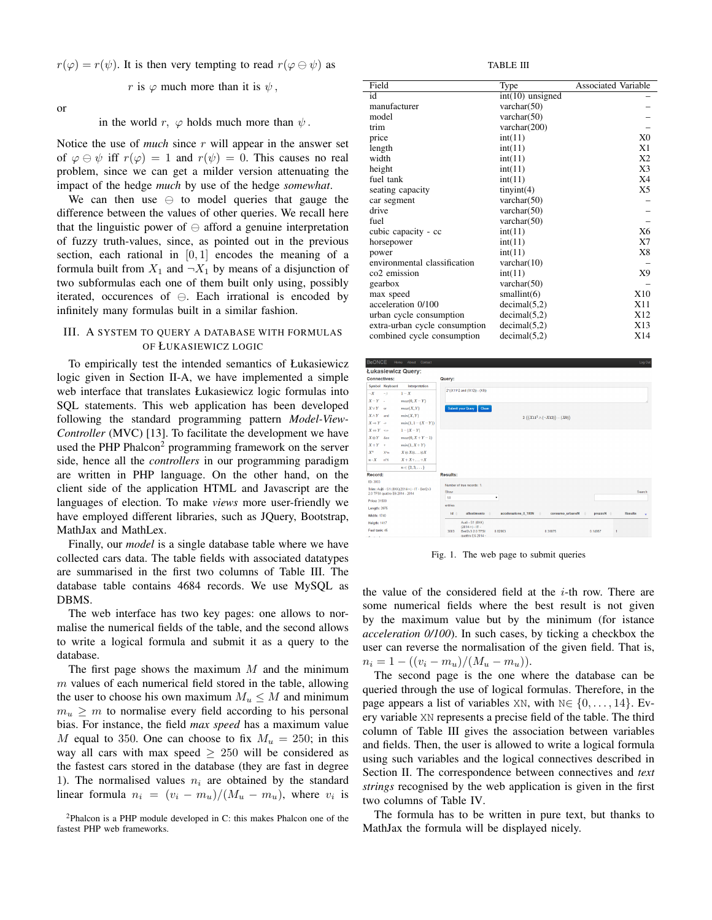$r(\varphi) = r(\psi)$. It is then very tempting to read $r(\varphi \ominus \psi)$ as

$$r \text{ is } \varphi \text{ much more than it is } \psi\,,$$

or

$$\text{in the world } r,\ \varphi \text{ holds much more than } \psi\,.$$

Notice the use of *much* since $r$ will appear in the answer set of $\varphi \ominus \psi$ iff $r(\varphi) = 1$ and $r(\psi) = 0$. This causes no real problem, since we can get a milder version attenuating the impact of the hedge *much* by use of the hedge *somewhat*.

We can then use $\ominus$ to model queries that gauge the difference between the values of other queries. We recall here that the linguistic power of $\ominus$ afford a genuine interpretation of fuzzy truth-values, since, as pointed out in the previous section, each rational in $[0, 1]$ encodes the meaning of a formula built from $X_1$ and $\neg X_1$ by means of a disjunction of two subformulas each one of them built only using, possibly iterated, occurences of $\ominus$. Each irrational is encoded by infinitely many formulas built in a similar fashion.

## III. A System to Query a Database with Formulas of Łukasiewicz Logic

To empirically test the intended semantics of Łukasiewicz logic given in Section II-A, we have implemented a simple web interface that translates Łukasiewicz logic formulas into SQL statements. This web application has been developed following the standard programming pattern *Model-View-Controller* (MVC) [13]. To facilitate the development we have used the PHP Phalcon[2] programming framework on the server side, hence all the *controllers* in our programming paradigm are written in PHP language. On the other hand, on the client side of the application HTML and Javascript are the languages of election. To make *views* more user-friendly we have employed different libraries, such as JQuery, Bootstrap, MathJax and MathLex.

Finally, our *model* is a single database table where we have collected cars data. The table fields with associated datatypes are summarised in the first two columns of Table III. The database table contains 4684 records. We use MySQL as DBMS.

The web interface has two key pages: one allows to normalise the numerical fields of the table, and the second allows to write a logical formula and submit it as a query to the database.

The first page shows the maximum $M$ and the minimum $m$ values of each numerical field stored in the table, allowing the user to choose his own maximum $M_u \leq M$ and minimum $m_u \geq m$ to normalise every field according to his personal bias. For instance, the field *max speed* has a maximum value $M$ equal to 350. One can choose to fix $M_u = 250$; in this way all cars with max speed $\geq 250$ will be considered as the fastest cars stored in the database (they are fast in degree 1). The normalised values $n_i$ are obtained by the standard linear formula $n_i = (v_i - m_u)/(M_u - m_u)$, where $v_i$ is the value of the considered field at the $i$-th row. There are some numerical fields where the best result is not given by the maximum value but by the minimum (for istance *acceleration 0/100*). In such cases, by ticking a checkbox the user can reverse the normalisation of the given field. That is, $n_i = 1 - ((v_i - m_u)/(M_u - m_u))$.

The second page is the one where the database can be queried through the use of logical formulas. Therefore, in the page appears a list of variables XN, with N$\in \{0, \ldots, 14\}$. Every variable XN represents a precise field of the table. The third column of Table III gives the association between variables and fields. Then, the user is allowed to write a logical formula using such variables and the logical connectives described in Section II. The correspondence between connectives and *text strings* recognised by the web application is given in the first two columns of Table IV.

The formula has to be written in pure text, but thanks to MathJax the formula will be displayed nicely.

[2] Phalcon is a PHP module developed in C: this makes Phalcon one of the fastest PHP web frameworks.

TABLE III

| Field | Type | Associated Variable |
|---|---|---|
| id | int(10) unsigned | – |
| manufacturer | varchar(50) | – |
| model | varchar(50) | – |
| trim | varchar(200) | – |
| price | int(11) | X0 |
| length | int(11) | X1 |
| width | int(11) | X2 |
| height | int(11) | X3 |
| fuel tank | int(11) | X4 |
| seating capacity | tinyint(4) | X5 |
| car segment | varchar(50) | – |
| drive | varchar(50) | – |
| fuel | varchar(50) | – |
| cubic capacity - cc | int(11) | X6 |
| horsepower | int(11) | X7 |
| power | int(11) | X8 |
| environmental classification | varchar(10) | – |
| co2 emission | int(11) | X9 |
| gearbox | varchar(50) | – |
| max speed | smallint(6) | X10 |
| acceleration 0/100 | decimal(5,2) | X11 |
| urban cycle consumption | decimal(5,2) | X12 |
| extra-urban cycle consumption | decimal(5,2) | X13 |
| combined cycle consumption | decimal(5,2) | X14 |

Fig. 1. The web page to submit queries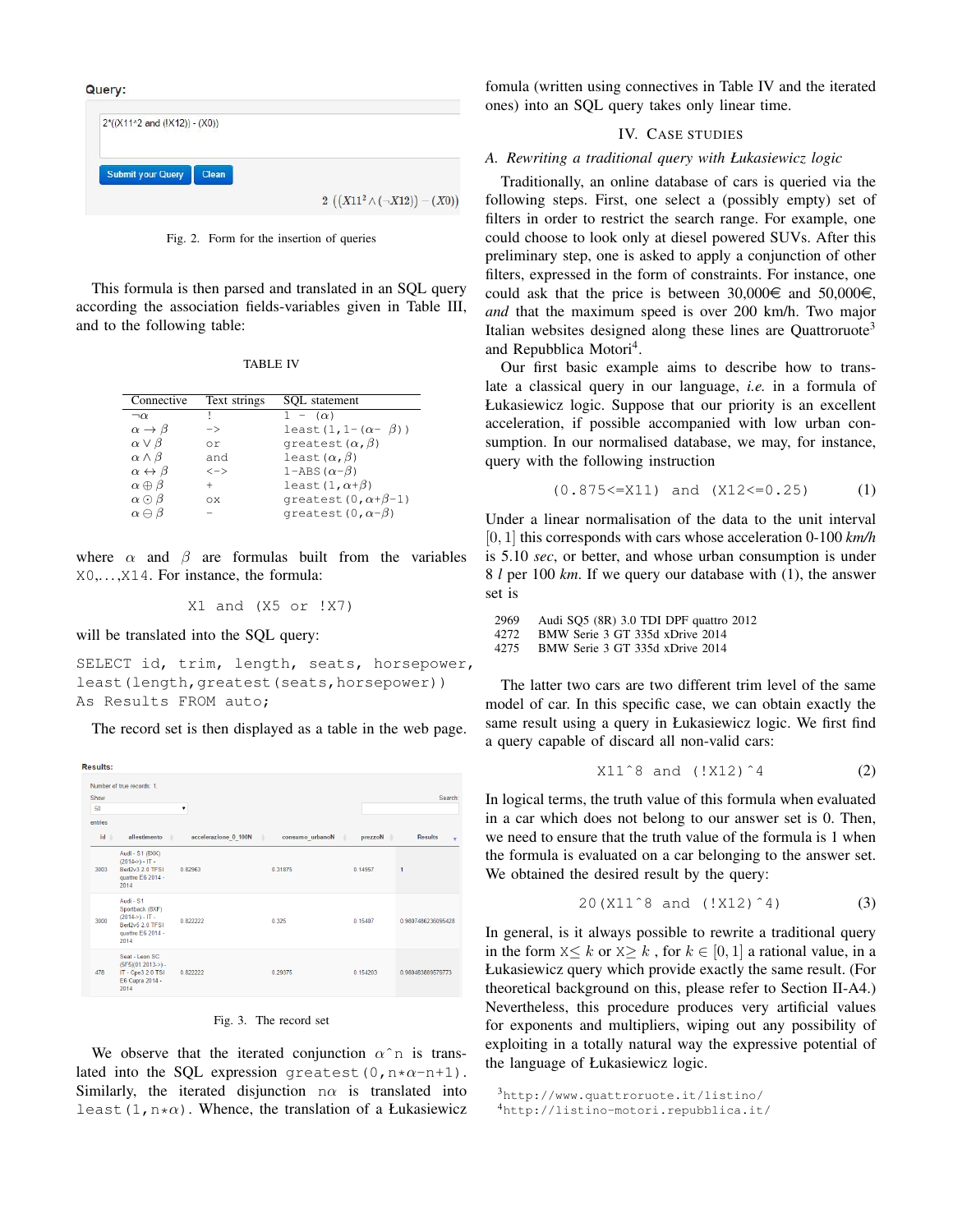Query:

2*((X11^2 and (!X12)) - (X0))

Submit your Query | Clean

$2\left(\left(X11^2 \wedge (\neg X12)\right) - (X0)\right)$

Fig. 2. Form for the insertion of queries

This formula is then parsed and translated in an SQL query according the association fields-variables given in Table III, and to the following table:

TABLE IV

| Connective | Text strings | SQL statement |
|---|---|---|
| $\neg\alpha$ | ! | 1 - ($\alpha$) |
| $\alpha \to \beta$ | -> | least(1,1-($\alpha$- $\beta$)) |
| $\alpha \vee \beta$ | or | greatest($\alpha$,$\beta$) |
| $\alpha \wedge \beta$ | and | least($\alpha$,$\beta$) |
| $\alpha \leftrightarrow \beta$ | <-> | 1-ABS($\alpha$-$\beta$) |
| $\alpha \oplus \beta$ | + | least(1,$\alpha$+$\beta$) |
| $\alpha \odot \beta$ | ox | greatest(0,$\alpha$+$\beta$-1) |
| $\alpha \ominus \beta$ | - | greatest(0,$\alpha$-$\beta$) |

where $\alpha$ and $\beta$ are formulas built from the variables X0,...,X14. For instance, the formula:

```
X1 and (X5 or !X7)
```

will be translated into the SQL query:

```
SELECT id, trim, length, seats, horsepower,
least(length,greatest(seats,horsepower))
As Results FROM auto;
```

The record set is then displayed as a table in the web page.

Results:

Number of true records: 1.

Show 50 entries — Search:

| id | allestimento | accelerazione_0_100N | consumo_urbanoN | prezzoN | Results |
|---|---|---|---|---|---|
| 3003 | Audi - S1 (8XK) (2014->) - IT - Berl2v3 2.0 TFSI quattro E6 2014 - 2014 | 0.82963 | 0.31875 | 0.14957 | 1 |
| 3000 | Audi - S1 Sportback (8XF) (2014->) - IT - Berl2v5 2.0 TFSI quattro E6 2014 - 2014 | 0.822222 | 0.325 | 0.15407 | 0.9807486236095428 |
| 478 | Seat - Leon SC (5F5)(01.2013->) - IT - Cpe3 2.0 TSI E6 Cupra 2014 - 2014 | 0.822222 | 0.29375 | 0.154203 | 0.980483689579773 |

Fig. 3. The record set

We observe that the iterated conjunction $\alpha$^n is translated into the SQL expression greatest(0,n\*$\alpha$-n+1). Similarly, the iterated disjunction n$\alpha$ is translated into least(1,n\*$\alpha$). Whence, the translation of a Łukasiewicz fomula (written using connectives in Table IV and the iterated ones) into an SQL query takes only linear time.

## IV. Case studies

### A. Rewriting a traditional query with Łukasiewicz logic

Traditionally, an online database of cars is queried via the following steps. First, one select a (possibly empty) set of filters in order to restrict the search range. For example, one could choose to look only at diesel powered SUVs. After this preliminary step, one is asked to apply a conjunction of other filters, expressed in the form of constraints. For instance, one could ask that the price is between 30,000€ and 50,000€, *and* that the maximum speed is over 200 km/h. Two major Italian websites designed along these lines are Quattroruote[3] and Repubblica Motori[4].

Our first basic example aims to describe how to translate a classical query in our language, *i.e.* in a formula of Łukasiewicz logic. Suppose that our priority is an excellent acceleration, if possible accompanied with low urban consumption. In our normalised database, we may, for instance, query with the following instruction

```
(0.875<=X11) and (X12<=0.25)          (1)
```

Under a linear normalisation of the data to the unit interval $[0,1]$ this corresponds with cars whose acceleration 0-100 *km/h* is 5.10 *sec*, or better, and whose urban consumption is under 8 *l* per 100 *km*. If we query our database with (1), the answer set is

| | |
|---|---|
| 2969 | Audi SQ5 (8R) 3.0 TDI DPF quattro 2012 |
| 4272 | BMW Serie 3 GT 335d xDrive 2014 |
| 4275 | BMW Serie 3 GT 335d xDrive 2014 |

The latter two cars are two different trim level of the same model of car. In this specific case, we can obtain exactly the same result using a query in Łukasiewicz logic. We first find a query capable of discard all non-valid cars:

```
X11^8 and (!X12)^4          (2)
```

In logical terms, the truth value of this formula when evaluated in a car which does not belong to our answer set is 0. Then, we need to ensure that the truth value of the formula is 1 when the formula is evaluated on a car belonging to the answer set. We obtained the desired result by the query:

```
20(X11^8 and (!X12)^4)          (3)
```

In general, is it always possible to rewrite a traditional query in the form X$\leq k$ or X$\geq k$ , for $k \in [0,1]$ a rational value, in a Łukasiewicz query which provide exactly the same result. (For theoretical background on this, please refer to Section II-A4.) Nevertheless, this procedure produces very artificial values for exponents and multipliers, wiping out any possibility of exploiting in a totally natural way the expressive potential of the language of Łukasiewicz logic.

[3] http://www.quattroruote.it/listino/

[4] http://listino-motori.repubblica.it/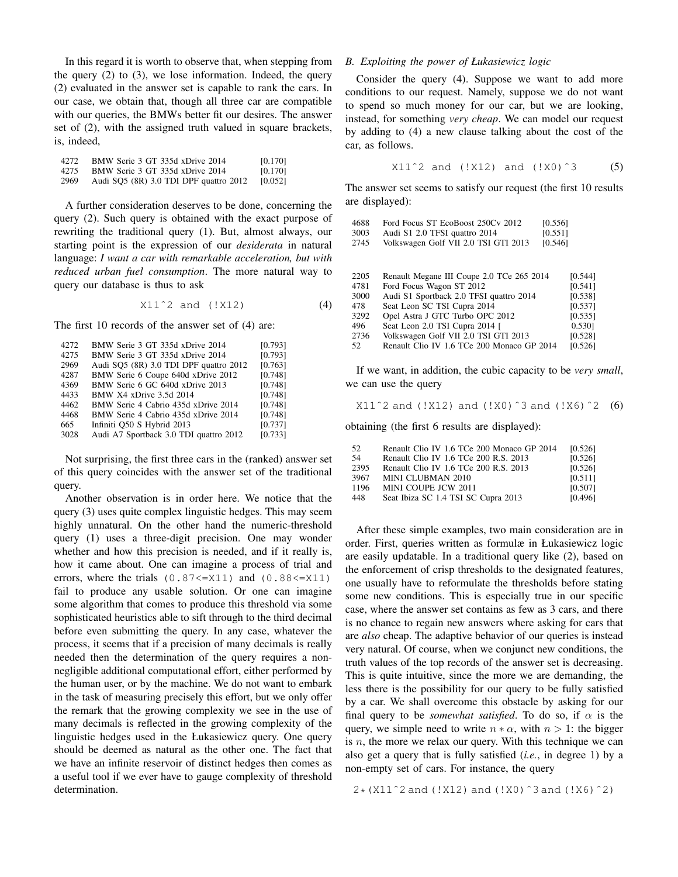In this regard it is worth to observe that, when stepping from the query (2) to (3), we lose information. Indeed, the query (2) evaluated in the answer set is capable to rank the cars. In our case, we obtain that, though all three car are compatible with our queries, the BMWs better fit our desires. The answer set of (2), with the assigned truth valued in square brackets, is, indeed,

| | | |
|---|---|---|
| 4272 | BMW Serie 3 GT 335d xDrive 2014 | [0.170] |
| 4275 | BMW Serie 3 GT 335d xDrive 2014 | [0.170] |
| 2969 | Audi SQ5 (8R) 3.0 TDI DPF quattro 2012 | [0.052] |

A further consideration deserves to be done, concerning the query (2). Such query is obtained with the exact purpose of rewriting the traditional query (1). But, almost always, our starting point is the expression of our *desiderata* in natural language: *I want a car with remarkable acceleration, but with reduced urban fuel consumption*. The more natural way to query our database is thus to ask

```
X11^2 and (!X12)        (4)
```

The first 10 records of the answer set of (4) are:

| | | |
|---|---|---|
| 4272 | BMW Serie 3 GT 335d xDrive 2014 | [0.793] |
| 4275 | BMW Serie 3 GT 335d xDrive 2014 | [0.793] |
| 2969 | Audi SQ5 (8R) 3.0 TDI DPF quattro 2012 | [0.763] |
| 4287 | BMW Serie 6 Coupe 640d xDrive 2012 | [0.748] |
| 4369 | BMW Serie 6 GC 640d xDrive 2013 | [0.748] |
| 4433 | BMW X4 xDrive 3.5d 2014 | [0.748] |
| 4462 | BMW Serie 4 Cabrio 435d xDrive 2014 | [0.748] |
| 4468 | BMW Serie 4 Cabrio 435d xDrive 2014 | [0.748] |
| 665 | Infiniti Q50 S Hybrid 2013 | [0.737] |
| 3028 | Audi A7 Sportback 3.0 TDI quattro 2012 | [0.733] |

Not surprising, the first three cars in the (ranked) answer set of this query coincides with the answer set of the traditional query.

Another observation is in order here. We notice that the query (3) uses quite complex linguistic hedges. This may seem highly unnatural. On the other hand the numeric-threshold query (1) uses a three-digit precision. One may wonder whether and how this precision is needed, and if it really is, how it came about. One can imagine a process of trial and errors, where the trials `(0.87<=X11)` and `(0.88<=X11)` fail to produce any usable solution. Or one can imagine some algorithm that comes to produce this threshold via some sophisticated heuristics able to sift through to the third decimal before even submitting the query. In any case, whatever the process, it seems that if a precision of many decimals is really needed then the determination of the query requires a non-negligible additional computational effort, either performed by the human user, or by the machine. We do not want to embark in the task of measuring precisely this effort, but we only offer the remark that the growing complexity we see in the use of many decimals is reflected in the growing complexity of the linguistic hedges used in the Łukasiewicz query. One query should be deemed as natural as the other one. The fact that we have an infinite reservoir of distinct hedges then comes as a useful tool if we ever have to gauge complexity of threshold determination.

### B. Exploiting the power of Łukasiewicz logic

Consider the query (4). Suppose we want to add more conditions to our request. Namely, suppose we do not want to spend so much money for our car, but we are looking, instead, for something *very cheap*. We can model our request by adding to (4) a new clause talking about the cost of the car, as follows.

```
X11^2 and (!X12) and (!X0)^3        (5)
```

The answer set seems to satisfy our request (the first 10 results are displayed):

| | | |
|---|---|---|
| 4688 | Ford Focus ST EcoBoost 250Cv 2012 | [0.556] |
| 3003 | Audi S1 2.0 TFSI quattro 2014 | [0.551] |
| 2745 | Volkswagen Golf VII 2.0 TSI GTI 2013 | [0.546] |
| 2205 | Renault Megane III Coupe 2.0 TCe 265 2014 | [0.544] |
| 4781 | Ford Focus Wagon ST 2012 | [0.541] |
| 3000 | Audi S1 Sportback 2.0 TFSI quattro 2014 | [0.538] |
| 478 | Seat Leon SC TSI Cupra 2014 | [0.537] |
| 3292 | Opel Astra J GTC Turbo OPC 2012 | [0.535] |
| 496 | Seat Leon 2.0 TSI Cupra 2014 [ | 0.530] |
| 2736 | Volkswagen Golf VII 2.0 TSI GTI 2013 | [0.528] |
| 52 | Renault Clio IV 1.6 TCe 200 Monaco GP 2014 | [0.526] |

If we want, in addition, the cubic capacity to be *very small*, we can use the query

```
X11^2 and (!X12) and (!X0)^3 and (!X6)^2   (6)
```

obtaining (the first 6 results are displayed):

| | | |
|---|---|---|
| 52 | Renault Clio IV 1.6 TCe 200 Monaco GP 2014 | [0.526] |
| 54 | Renault Clio IV 1.6 TCe 200 R.S. 2013 | [0.526] |
| 2395 | Renault Clio IV 1.6 TCe 200 R.S. 2013 | [0.526] |
| 3967 | MINI CLUBMAN 2010 | [0.511] |
| 1196 | MINI COUPE JCW 2011 | [0.507] |
| 448 | Seat Ibiza SC 1.4 TSI SC Cupra 2013 | [0.496] |

After these simple examples, two main consideration are in order. First, queries written as formulæ in Łukasiewicz logic are easily updatable. In a traditional query like (2), based on the enforcement of crisp thresholds to the designated features, one usually have to reformulate the thresholds before stating some new conditions. This is especially true in our specific case, where the answer set contains as few as 3 cars, and there is no chance to regain new answers where asking for cars that are *also* cheap. The adaptive behavior of our queries is instead very natural. Of course, when we conjunct new conditions, the truth values of the top records of the answer set is decreasing. This is quite intuitive, since the more we are demanding, the less there is the possibility for our query to be fully satisfied by a car. We shall overcome this obstacle by asking for our final query to be *somewhat satisfied*. To do so, if $\alpha$ is the query, we simple need to write $n * \alpha$, with $n > 1$: the bigger is $n$, the more we relax our query. With this technique we can also get a query that is fully satisfied (*i.e.*, in degree 1) by a non-empty set of cars. For instance, the query

```
2*(X11^2 and (!X12) and (!X0)^3 and (!X6)^2)
```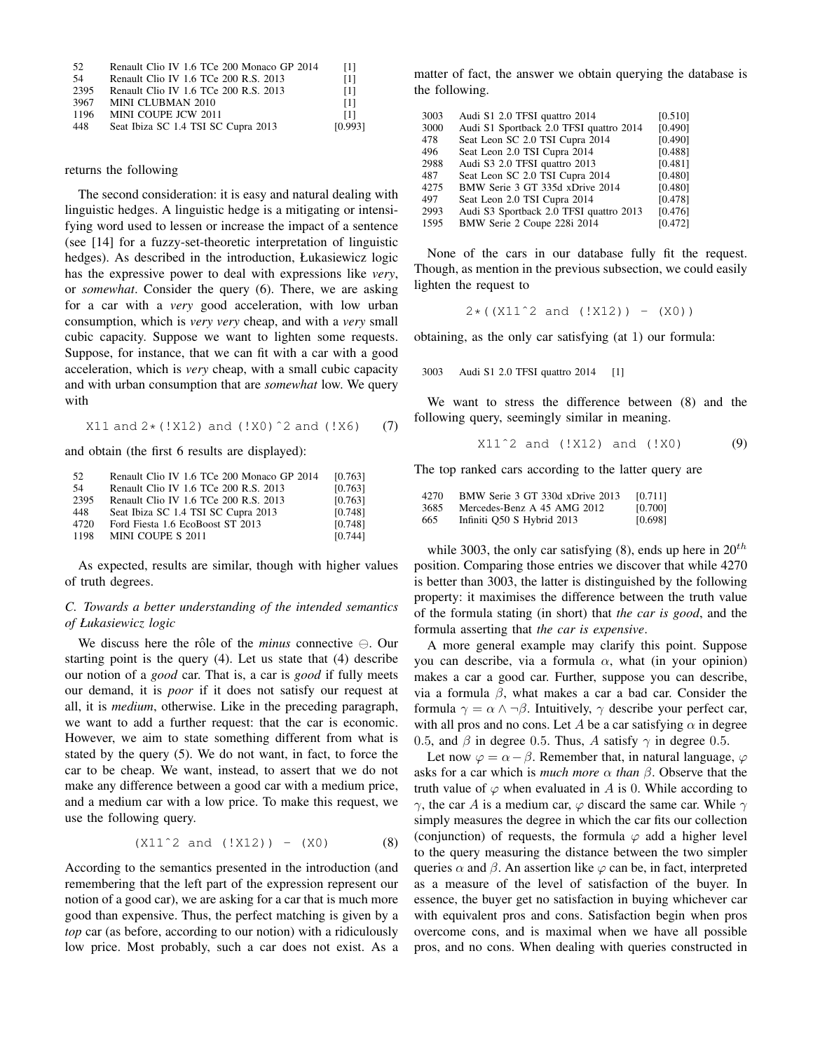| | | |
|---|---|---|
| 52 | Renault Clio IV 1.6 TCe 200 Monaco GP 2014 | [1] |
| 54 | Renault Clio IV 1.6 TCe 200 R.S. 2013 | [1] |
| 2395 | Renault Clio IV 1.6 TCe 200 R.S. 2013 | [1] |
| 3967 | MINI CLUBMAN 2010 | [1] |
| 1196 | MINI COUPE JCW 2011 | [1] |
| 448 | Seat Ibiza SC 1.4 TSI SC Cupra 2013 | [0.993] |

returns the following

The second consideration: it is easy and natural dealing with linguistic hedges. A linguistic hedge is a mitigating or intensifying word used to lessen or increase the impact of a sentence (see [14] for a fuzzy-set-theoretic interpretation of linguistic hedges). As described in the introduction, Łukasiewicz logic has the expressive power to deal with expressions like *very*, or *somewhat*. Consider the query (6). There, we are asking for a car with a *very* good acceleration, with low urban consumption, which is *very very* cheap, and with a *very* small cubic capacity. Suppose we want to lighten some requests. Suppose, for instance, that we can fit with a car with a good acceleration, which is *very* cheap, with a small cubic capacity and with urban consumption that are *somewhat* low. We query with

```
X11 and 2*(!X12) and (!X0)^2 and (!X6)     (7)
```

and obtain (the first 6 results are displayed):

| | | |
|---|---|---|
| 52 | Renault Clio IV 1.6 TCe 200 Monaco GP 2014 | [0.763] |
| 54 | Renault Clio IV 1.6 TCe 200 R.S. 2013 | [0.763] |
| 2395 | Renault Clio IV 1.6 TCe 200 R.S. 2013 | [0.763] |
| 448 | Seat Ibiza SC 1.4 TSI SC Cupra 2013 | [0.748] |
| 4720 | Ford Fiesta 1.6 EcoBoost ST 2013 | [0.748] |
| 1198 | MINI COUPE S 2011 | [0.744] |

As expected, results are similar, though with higher values of truth degrees.

### C. Towards a better understanding of the intended semantics of Łukasiewicz logic

We discuss here the rôle of the *minus* connective $\ominus$. Our starting point is the query (4). Let us state that (4) describe our notion of a *good* car. That is, a car is *good* if fully meets our demand, it is *poor* if it does not satisfy our request at all, it is *medium*, otherwise. Like in the preceding paragraph, we want to add a further request: that the car is economic. However, we aim to state something different from what is stated by the query (5). We do not want, in fact, to force the car to be cheap. We want, instead, to assert that we do not make any difference between a good car with a medium price, and a medium car with a low price. To make this request, we use the following query.

```
(X11^2 and (!X12)) - (X0)     (8)
```

According to the semantics presented in the introduction (and remembering that the left part of the expression represent our notion of a good car), we are asking for a car that is much more good than expensive. Thus, the perfect matching is given by a *top* car (as before, according to our notion) with a ridiculously low price. Most probably, such a car does not exist. As a matter of fact, the answer we obtain querying the database is the following.

| | | |
|---|---|---|
| 3003 | Audi S1 2.0 TFSI quattro 2014 | [0.510] |
| 3000 | Audi S1 Sportback 2.0 TFSI quattro 2014 | [0.490] |
| 478 | Seat Leon SC 2.0 TSI Cupra 2014 | [0.490] |
| 496 | Seat Leon 2.0 TSI Cupra 2014 | [0.488] |
| 2988 | Audi S3 2.0 TFSI quattro 2013 | [0.481] |
| 487 | Seat Leon SC 2.0 TSI Cupra 2014 | [0.480] |
| 4275 | BMW Serie 3 GT 335d xDrive 2014 | [0.480] |
| 497 | Seat Leon 2.0 TSI Cupra 2014 | [0.478] |
| 2993 | Audi S3 Sportback 2.0 TFSI quattro 2013 | [0.476] |
| 1595 | BMW Serie 2 Coupe 228i 2014 | [0.472] |

None of the cars in our database fully fit the request. Though, as mention in the previous subsection, we could easily lighten the request to

```
2*((X11^2 and (!X12)) - (X0))
```

obtaining, as the only car satisfying (at 1) our formula:

| | | |
|---|---|---|
| 3003 | Audi S1 2.0 TFSI quattro 2014 | [1] |

We want to stress the difference between (8) and the following query, seemingly similar in meaning.

```
X11^2 and (!X12) and (!X0)     (9)
```

The top ranked cars according to the latter query are

| | | |
|---|---|---|
| 4270 | BMW Serie 3 GT 330d xDrive 2013 | [0.711] |
| 3685 | Mercedes-Benz A 45 AMG 2012 | [0.700] |
| 665 | Infiniti Q50 S Hybrid 2013 | [0.698] |

while 3003, the only car satisfying (8), ends up here in $20^{th}$ position. Comparing those entries we discover that while 4270 is better than 3003, the latter is distinguished by the following property: it maximises the difference between the truth value of the formula stating (in short) that *the car is good*, and the formula asserting that *the car is expensive*.

A more general example may clarify this point. Suppose you can describe, via a formula $\alpha$, what (in your opinion) makes a car a good car. Further, suppose you can describe, via a formula $\beta$, what makes a car a bad car. Consider the formula $\gamma = \alpha \wedge \neg\beta$. Intuitively, $\gamma$ describe your perfect car, with all pros and no cons. Let $A$ be a car satisfying $\alpha$ in degree 0.5, and $\beta$ in degree 0.5. Thus, $A$ satisfy $\gamma$ in degree 0.5.

Let now $\varphi = \alpha - \beta$. Remember that, in natural language, $\varphi$ asks for a car which is *much more* $\alpha$ *than* $\beta$. Observe that the truth value of $\varphi$ when evaluated in $A$ is 0. While according to $\gamma$, the car $A$ is a medium car, $\varphi$ discard the same car. While $\gamma$ simply measures the degree in which the car fits our collection (conjunction) of requests, the formula $\varphi$ add a higher level to the query measuring the distance between the two simpler queries $\alpha$ and $\beta$. An assertion like $\varphi$ can be, in fact, interpreted as a measure of the level of satisfaction of the buyer. In essence, the buyer get no satisfaction in buying whichever car with equivalent pros and cons. Satisfaction begin when pros overcome cons, and is maximal when we have all possible pros, and no cons. When dealing with queries constructed in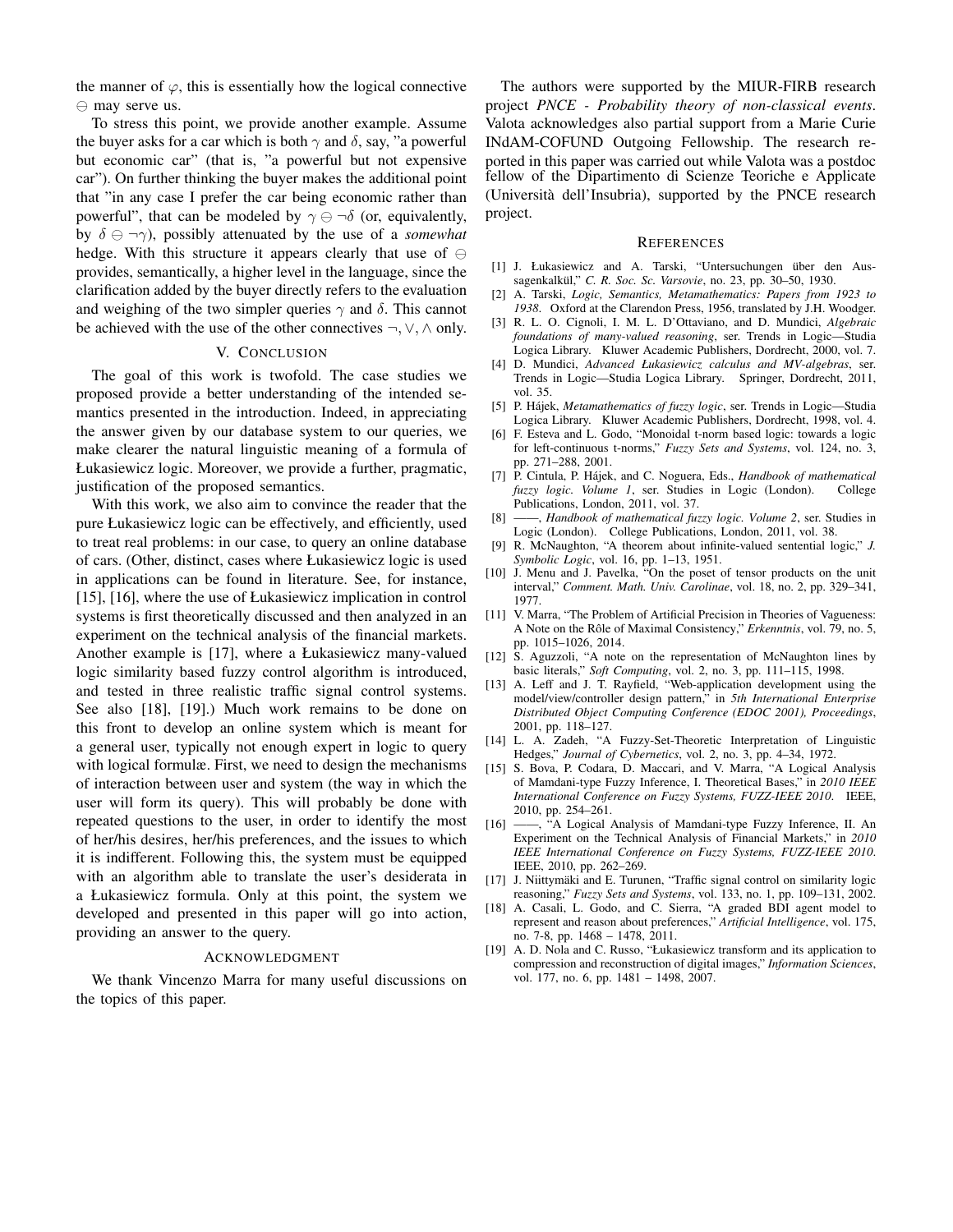the manner of $\varphi$, this is essentially how the logical connective $\ominus$ may serve us.

To stress this point, we provide another example. Assume the buyer asks for a car which is both $\gamma$ and $\delta$, say, "a powerful but economic car" (that is, "a powerful but not expensive car"). On further thinking the buyer makes the additional point that "in any case I prefer the car being economic rather than powerful", that can be modeled by $\gamma \ominus \neg\delta$ (or, equivalently, by $\delta \ominus \neg\gamma$), possibly attenuated by the use of a *somewhat* hedge. With this structure it appears clearly that use of $\ominus$ provides, semantically, a higher level in the language, since the clarification added by the buyer directly refers to the evaluation and weighing of the two simpler queries $\gamma$ and $\delta$. This cannot be achieved with the use of the other connectives $\neg, \vee, \wedge$ only.

## V. Conclusion

The goal of this work is twofold. The case studies we proposed provide a better understanding of the intended semantics presented in the introduction. Indeed, in appreciating the answer given by our database system to our queries, we make clearer the natural linguistic meaning of a formula of Łukasiewicz logic. Moreover, we provide a further, pragmatic, justification of the proposed semantics.

With this work, we also aim to convince the reader that the pure Łukasiewicz logic can be effectively, and efficiently, used to treat real problems: in our case, to query an online database of cars. (Other, distinct, cases where Łukasiewicz logic is used in applications can be found in literature. See, for instance, [15], [16], where the use of Łukasiewicz implication in control systems is first theoretically discussed and then analyzed in an experiment on the technical analysis of the financial markets. Another example is [17], where a Łukasiewicz many-valued logic similarity based fuzzy control algorithm is introduced, and tested in three realistic traffic signal control systems. See also [18], [19].) Much work remains to be done on this front to develop an online system which is meant for a general user, typically not enough expert in logic to query with logical formulæ. First, we need to design the mechanisms of interaction between user and system (the way in which the user will form its query). This will probably be done with repeated questions to the user, in order to identify the most of her/his desires, her/his preferences, and the issues to which it is indifferent. Following this, the system must be equipped with an algorithm able to translate the user's desiderata in a Łukasiewicz formula. Only at this point, the system we developed and presented in this paper will go into action, providing an answer to the query.

## Acknowledgment

We thank Vincenzo Marra for many useful discussions on the topics of this paper.

The authors were supported by the MIUR-FIRB research project *PNCE - Probability theory of non-classical events*. Valota acknowledges also partial support from a Marie Curie INdAM-COFUND Outgoing Fellowship. The research reported in this paper was carried out while Valota was a postdoc fellow of the Dipartimento di Scienze Teoriche e Applicate (Università dell'Insubria), supported by the PNCE research project.

## References

[1] J. Łukasiewicz and A. Tarski, "Untersuchungen über den Aussagenkalkül," *C. R. Soc. Sc. Varsovie*, no. 23, pp. 30–50, 1930.

[2] A. Tarski, *Logic, Semantics, Metamathematics: Papers from 1923 to 1938*. Oxford at the Clarendon Press, 1956, translated by J.H. Woodger.

[3] R. L. O. Cignoli, I. M. L. D'Ottaviano, and D. Mundici, *Algebraic foundations of many-valued reasoning*, ser. Trends in Logic—Studia Logica Library. Kluwer Academic Publishers, Dordrecht, 2000, vol. 7.

[4] D. Mundici, *Advanced Łukasiewicz calculus and MV-algebras*, ser. Trends in Logic—Studia Logica Library. Springer, Dordrecht, 2011, vol. 35.

[5] P. Hájek, *Metamathematics of fuzzy logic*, ser. Trends in Logic—Studia Logica Library. Kluwer Academic Publishers, Dordrecht, 1998, vol. 4.

[6] F. Esteva and L. Godo, "Monoidal t-norm based logic: towards a logic for left-continuous t-norms," *Fuzzy Sets and Systems*, vol. 124, no. 3, pp. 271–288, 2001.

[7] P. Cintula, P. Hájek, and C. Noguera, Eds., *Handbook of mathematical fuzzy logic. Volume 1*, ser. Studies in Logic (London). College Publications, London, 2011, vol. 37.

[8] ——, *Handbook of mathematical fuzzy logic. Volume 2*, ser. Studies in Logic (London). College Publications, London, 2011, vol. 38.

[9] R. McNaughton, "A theorem about infinite-valued sentential logic," *J. Symbolic Logic*, vol. 16, pp. 1–13, 1951.

[10] J. Menu and J. Pavelka, "On the poset of tensor products on the unit interval," *Comment. Math. Univ. Carolinae*, vol. 18, no. 2, pp. 329–341, 1977.

[11] V. Marra, "The Problem of Artificial Precision in Theories of Vagueness: A Note on the Rôle of Maximal Consistency," *Erkenntnis*, vol. 79, no. 5, pp. 1015–1026, 2014.

[12] S. Aguzzoli, "A note on the representation of McNaughton lines by basic literals," *Soft Computing*, vol. 2, no. 3, pp. 111–115, 1998.

[13] A. Leff and J. T. Rayfield, "Web-application development using the model/view/controller design pattern," in *5th International Enterprise Distributed Object Computing Conference (EDOC 2001), Proceedings*, 2001, pp. 118–127.

[14] L. A. Zadeh, "A Fuzzy-Set-Theoretic Interpretation of Linguistic Hedges," *Journal of Cybernetics*, vol. 2, no. 3, pp. 4–34, 1972.

[15] S. Bova, P. Codara, D. Maccari, and V. Marra, "A Logical Analysis of Mamdani-type Fuzzy Inference, I. Theoretical Bases," in *2010 IEEE International Conference on Fuzzy Systems, FUZZ-IEEE 2010*. IEEE, 2010, pp. 254–261.

[16] ——, "A Logical Analysis of Mamdani-type Fuzzy Inference, II. An Experiment on the Technical Analysis of Financial Markets," in *2010 IEEE International Conference on Fuzzy Systems, FUZZ-IEEE 2010*. IEEE, 2010, pp. 262–269.

[17] J. Niittymäki and E. Turunen, "Traffic signal control on similarity logic reasoning," *Fuzzy Sets and Systems*, vol. 133, no. 1, pp. 109–131, 2002.

[18] A. Casali, L. Godo, and C. Sierra, "A graded BDI agent model to represent and reason about preferences," *Artificial Intelligence*, vol. 175, no. 7-8, pp. 1468 – 1478, 2011.

[19] A. D. Nola and C. Russo, "Łukasiewicz transform and its application to compression and reconstruction of digital images," *Information Sciences*, vol. 177, no. 6, pp. 1481 – 1498, 2007.